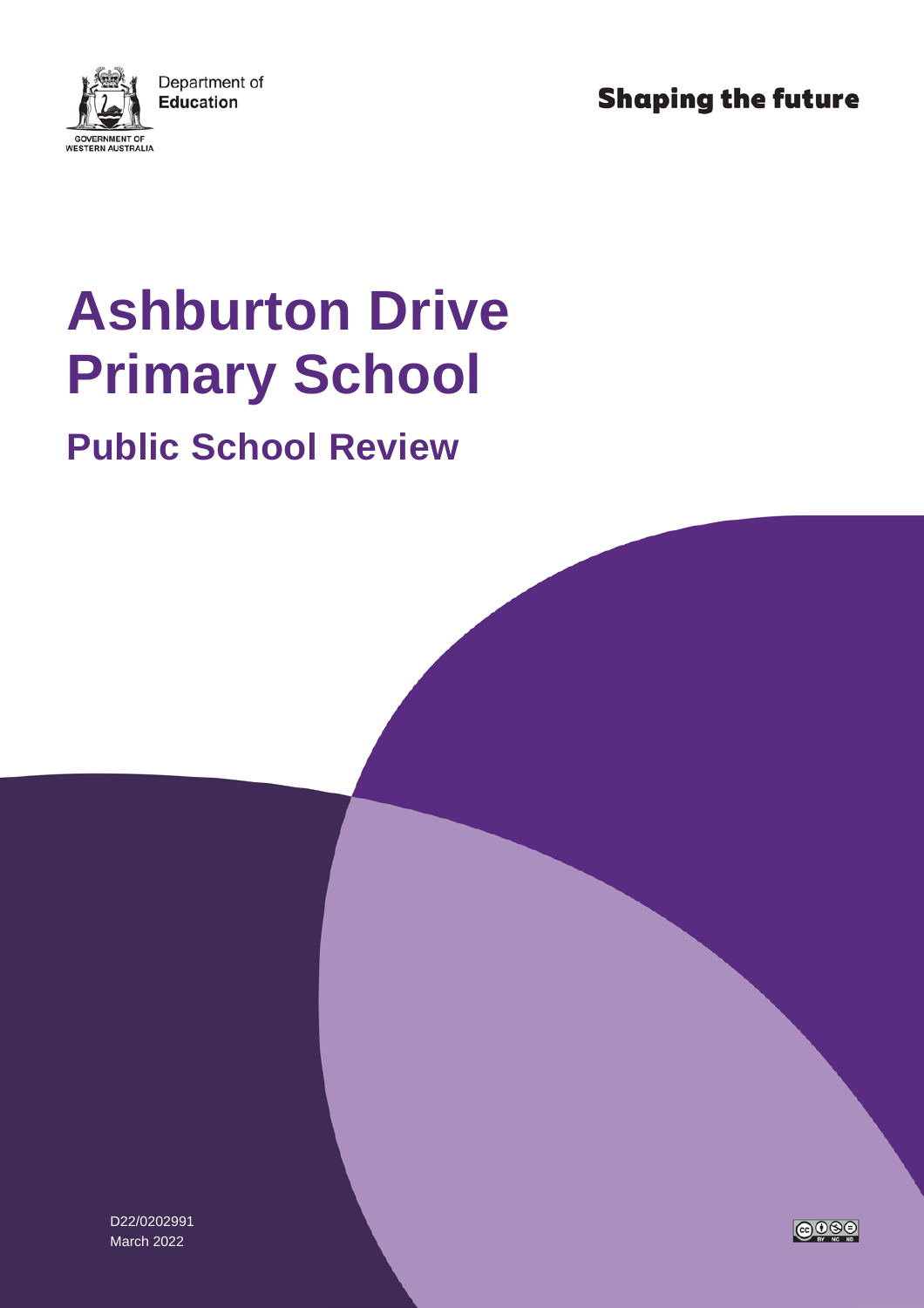Department of Education

GOVERNMENT OF WESTERN AUSTRALIA

Shaping the future

# Ashburton Drive Primary School

## Public School Review

D22/0202991
March 2022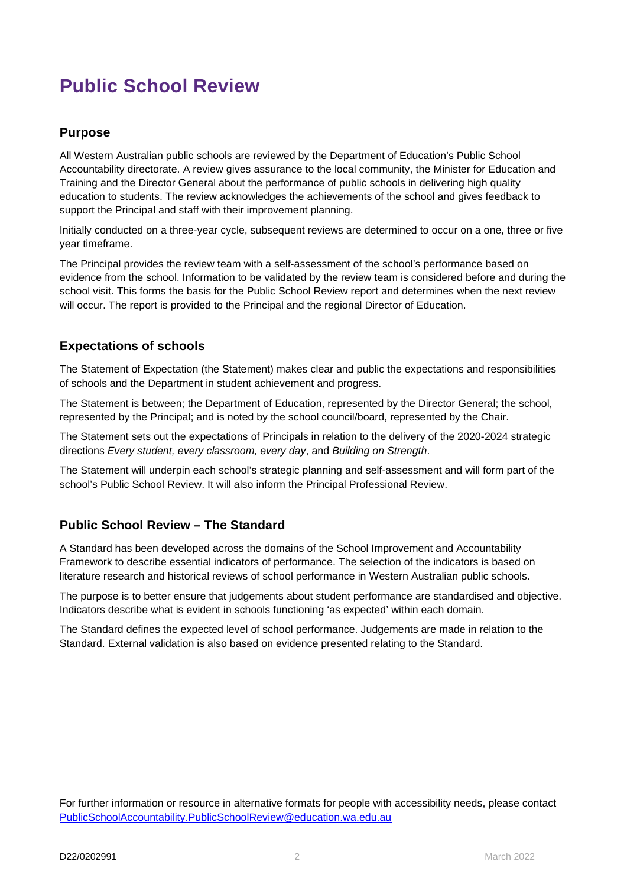# Public School Review

## Purpose

All Western Australian public schools are reviewed by the Department of Education's Public School Accountability directorate. A review gives assurance to the local community, the Minister for Education and Training and the Director General about the performance of public schools in delivering high quality education to students. The review acknowledges the achievements of the school and gives feedback to support the Principal and staff with their improvement planning.

Initially conducted on a three-year cycle, subsequent reviews are determined to occur on a one, three or five year timeframe.

The Principal provides the review team with a self-assessment of the school's performance based on evidence from the school. Information to be validated by the review team is considered before and during the school visit. This forms the basis for the Public School Review report and determines when the next review will occur. The report is provided to the Principal and the regional Director of Education.

## Expectations of schools

The Statement of Expectation (the Statement) makes clear and public the expectations and responsibilities of schools and the Department in student achievement and progress.

The Statement is between; the Department of Education, represented by the Director General; the school, represented by the Principal; and is noted by the school council/board, represented by the Chair.

The Statement sets out the expectations of Principals in relation to the delivery of the 2020-2024 strategic directions *Every student, every classroom, every day*, and *Building on Strength*.

The Statement will underpin each school's strategic planning and self-assessment and will form part of the school's Public School Review. It will also inform the Principal Professional Review.

## Public School Review – The Standard

A Standard has been developed across the domains of the School Improvement and Accountability Framework to describe essential indicators of performance. The selection of the indicators is based on literature research and historical reviews of school performance in Western Australian public schools.

The purpose is to better ensure that judgements about student performance are standardised and objective. Indicators describe what is evident in schools functioning 'as expected' within each domain.

The Standard defines the expected level of school performance. Judgements are made in relation to the Standard. External validation is also based on evidence presented relating to the Standard.

For further information or resource in alternative formats for people with accessibility needs, please contact PublicSchoolAccountability.PublicSchoolReview@education.wa.edu.au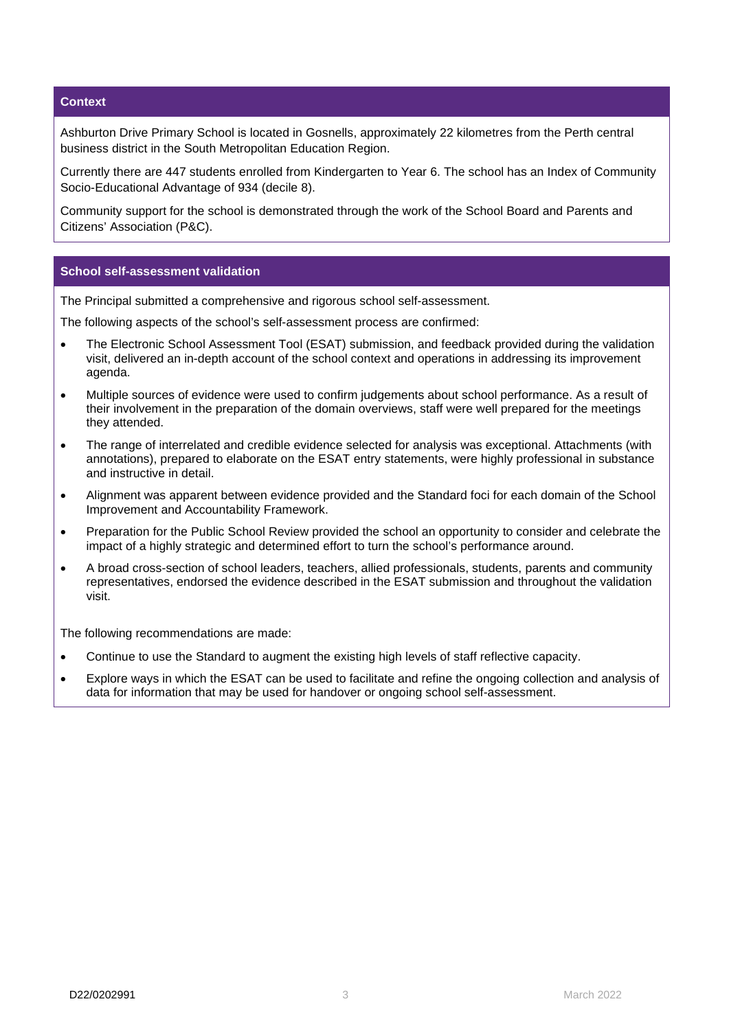## Context

Ashburton Drive Primary School is located in Gosnells, approximately 22 kilometres from the Perth central business district in the South Metropolitan Education Region.

Currently there are 447 students enrolled from Kindergarten to Year 6. The school has an Index of Community Socio-Educational Advantage of 934 (decile 8).

Community support for the school is demonstrated through the work of the School Board and Parents and Citizens' Association (P&C).

## School self-assessment validation

The Principal submitted a comprehensive and rigorous school self-assessment.

The following aspects of the school's self-assessment process are confirmed:

- The Electronic School Assessment Tool (ESAT) submission, and feedback provided during the validation visit, delivered an in-depth account of the school context and operations in addressing its improvement agenda.
- Multiple sources of evidence were used to confirm judgements about school performance. As a result of their involvement in the preparation of the domain overviews, staff were well prepared for the meetings they attended.
- The range of interrelated and credible evidence selected for analysis was exceptional. Attachments (with annotations), prepared to elaborate on the ESAT entry statements, were highly professional in substance and instructive in detail.
- Alignment was apparent between evidence provided and the Standard foci for each domain of the School Improvement and Accountability Framework.
- Preparation for the Public School Review provided the school an opportunity to consider and celebrate the impact of a highly strategic and determined effort to turn the school's performance around.
- A broad cross-section of school leaders, teachers, allied professionals, students, parents and community representatives, endorsed the evidence described in the ESAT submission and throughout the validation visit.

The following recommendations are made:

- Continue to use the Standard to augment the existing high levels of staff reflective capacity.
- Explore ways in which the ESAT can be used to facilitate and refine the ongoing collection and analysis of data for information that may be used for handover or ongoing school self-assessment.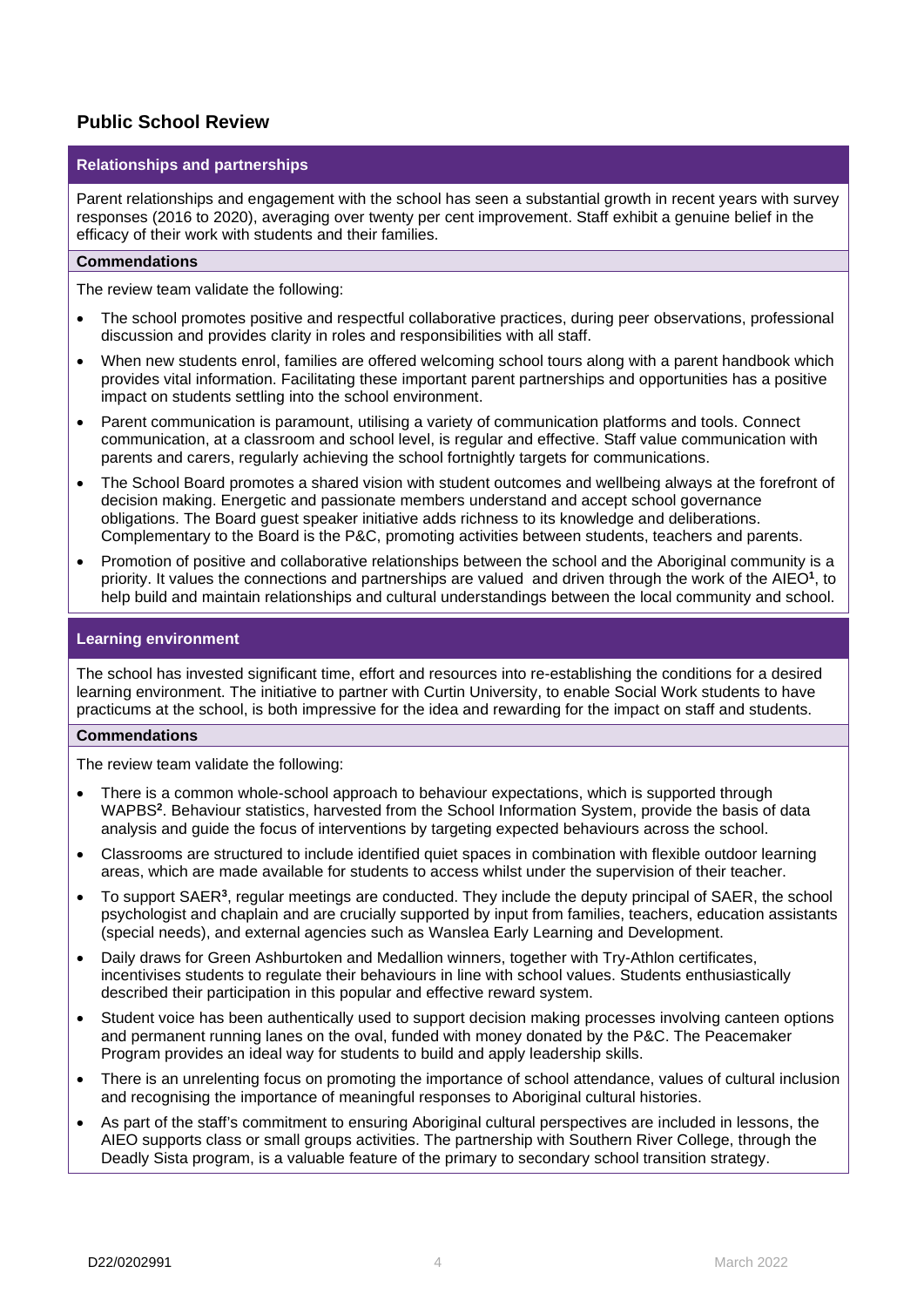## Public School Review

### Relationships and partnerships

Parent relationships and engagement with the school has seen a substantial growth in recent years with survey responses (2016 to 2020), averaging over twenty per cent improvement. Staff exhibit a genuine belief in the efficacy of their work with students and their families.

#### Commendations

The review team validate the following:

- The school promotes positive and respectful collaborative practices, during peer observations, professional discussion and provides clarity in roles and responsibilities with all staff.
- When new students enrol, families are offered welcoming school tours along with a parent handbook which provides vital information. Facilitating these important parent partnerships and opportunities has a positive impact on students settling into the school environment.
- Parent communication is paramount, utilising a variety of communication platforms and tools. Connect communication, at a classroom and school level, is regular and effective. Staff value communication with parents and carers, regularly achieving the school fortnightly targets for communications.
- The School Board promotes a shared vision with student outcomes and wellbeing always at the forefront of decision making. Energetic and passionate members understand and accept school governance obligations. The Board guest speaker initiative adds richness to its knowledge and deliberations. Complementary to the Board is the P&C, promoting activities between students, teachers and parents.
- Promotion of positive and collaborative relationships between the school and the Aboriginal community is a priority. It values the connections and partnerships are valued and driven through the work of the AIEO[1], to help build and maintain relationships and cultural understandings between the local community and school.

### Learning environment

The school has invested significant time, effort and resources into re-establishing the conditions for a desired learning environment. The initiative to partner with Curtin University, to enable Social Work students to have practicums at the school, is both impressive for the idea and rewarding for the impact on staff and students.

#### Commendations

The review team validate the following:

- There is a common whole-school approach to behaviour expectations, which is supported through WAPBS[2]. Behaviour statistics, harvested from the School Information System, provide the basis of data analysis and guide the focus of interventions by targeting expected behaviours across the school.
- Classrooms are structured to include identified quiet spaces in combination with flexible outdoor learning areas, which are made available for students to access whilst under the supervision of their teacher.
- To support SAER[3], regular meetings are conducted. They include the deputy principal of SAER, the school psychologist and chaplain and are crucially supported by input from families, teachers, education assistants (special needs), and external agencies such as Wanslea Early Learning and Development.
- Daily draws for Green Ashburtoken and Medallion winners, together with Try-Athlon certificates, incentivises students to regulate their behaviours in line with school values. Students enthusiastically described their participation in this popular and effective reward system.
- Student voice has been authentically used to support decision making processes involving canteen options and permanent running lanes on the oval, funded with money donated by the P&C. The Peacemaker Program provides an ideal way for students to build and apply leadership skills.
- There is an unrelenting focus on promoting the importance of school attendance, values of cultural inclusion and recognising the importance of meaningful responses to Aboriginal cultural histories.
- As part of the staff's commitment to ensuring Aboriginal cultural perspectives are included in lessons, the AIEO supports class or small groups activities. The partnership with Southern River College, through the Deadly Sista program, is a valuable feature of the primary to secondary school transition strategy.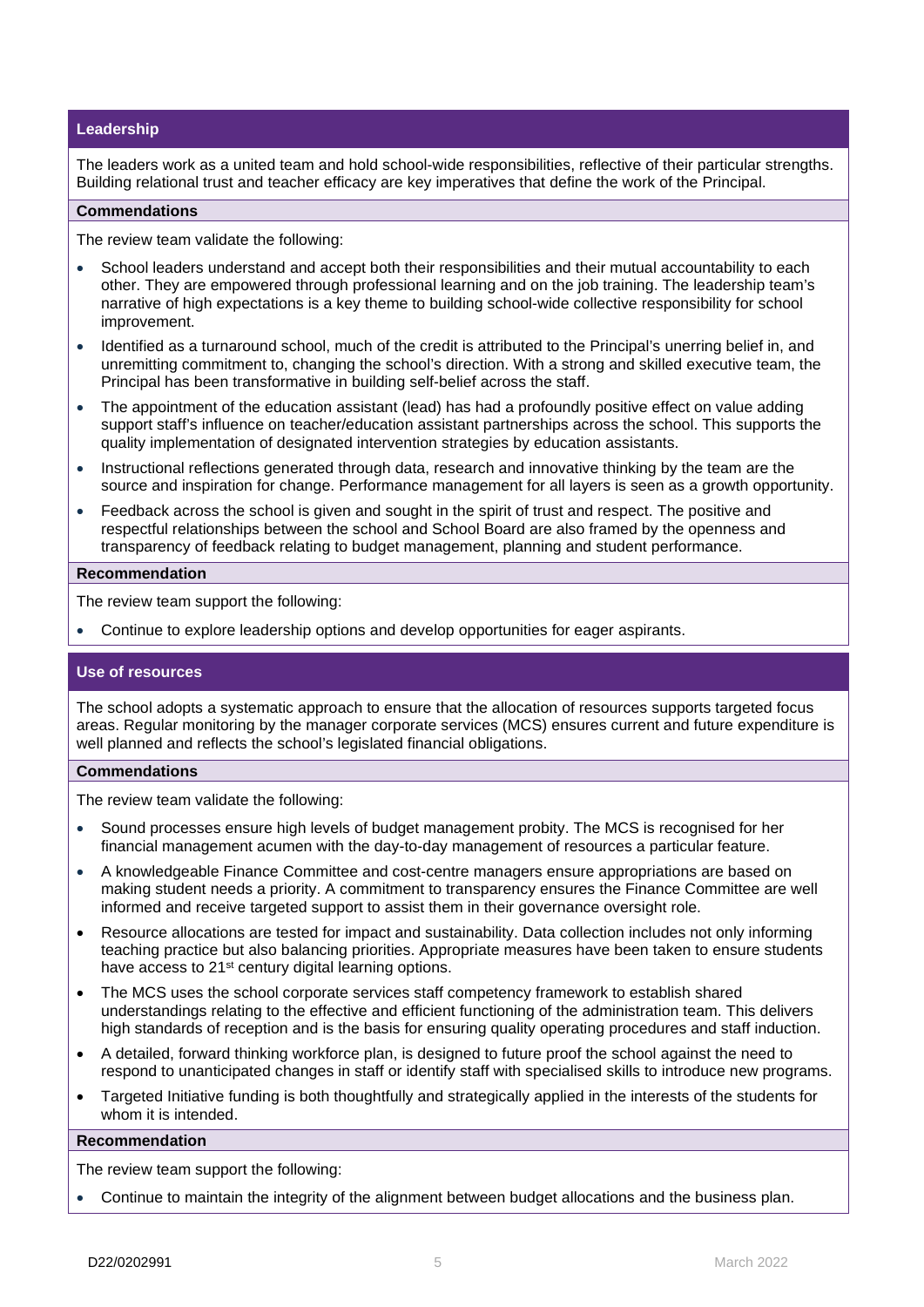## Leadership

The leaders work as a united team and hold school-wide responsibilities, reflective of their particular strengths. Building relational trust and teacher efficacy are key imperatives that define the work of the Principal.

### Commendations

The review team validate the following:

- School leaders understand and accept both their responsibilities and their mutual accountability to each other. They are empowered through professional learning and on the job training. The leadership team's narrative of high expectations is a key theme to building school-wide collective responsibility for school improvement.
- Identified as a turnaround school, much of the credit is attributed to the Principal's unerring belief in, and unremitting commitment to, changing the school's direction. With a strong and skilled executive team, the Principal has been transformative in building self-belief across the staff.
- The appointment of the education assistant (lead) has had a profoundly positive effect on value adding support staff's influence on teacher/education assistant partnerships across the school. This supports the quality implementation of designated intervention strategies by education assistants.
- Instructional reflections generated through data, research and innovative thinking by the team are the source and inspiration for change. Performance management for all layers is seen as a growth opportunity.
- Feedback across the school is given and sought in the spirit of trust and respect. The positive and respectful relationships between the school and School Board are also framed by the openness and transparency of feedback relating to budget management, planning and student performance.

### Recommendation

The review team support the following:

- Continue to explore leadership options and develop opportunities for eager aspirants.

## Use of resources

The school adopts a systematic approach to ensure that the allocation of resources supports targeted focus areas. Regular monitoring by the manager corporate services (MCS) ensures current and future expenditure is well planned and reflects the school's legislated financial obligations.

### Commendations

The review team validate the following:

- Sound processes ensure high levels of budget management probity. The MCS is recognised for her financial management acumen with the day-to-day management of resources a particular feature.
- A knowledgeable Finance Committee and cost-centre managers ensure appropriations are based on making student needs a priority. A commitment to transparency ensures the Finance Committee are well informed and receive targeted support to assist them in their governance oversight role.
- Resource allocations are tested for impact and sustainability. Data collection includes not only informing teaching practice but also balancing priorities. Appropriate measures have been taken to ensure students have access to 21st century digital learning options.
- The MCS uses the school corporate services staff competency framework to establish shared understandings relating to the effective and efficient functioning of the administration team. This delivers high standards of reception and is the basis for ensuring quality operating procedures and staff induction.
- A detailed, forward thinking workforce plan, is designed to future proof the school against the need to respond to unanticipated changes in staff or identify staff with specialised skills to introduce new programs.
- Targeted Initiative funding is both thoughtfully and strategically applied in the interests of the students for whom it is intended.

### Recommendation

The review team support the following:

- Continue to maintain the integrity of the alignment between budget allocations and the business plan.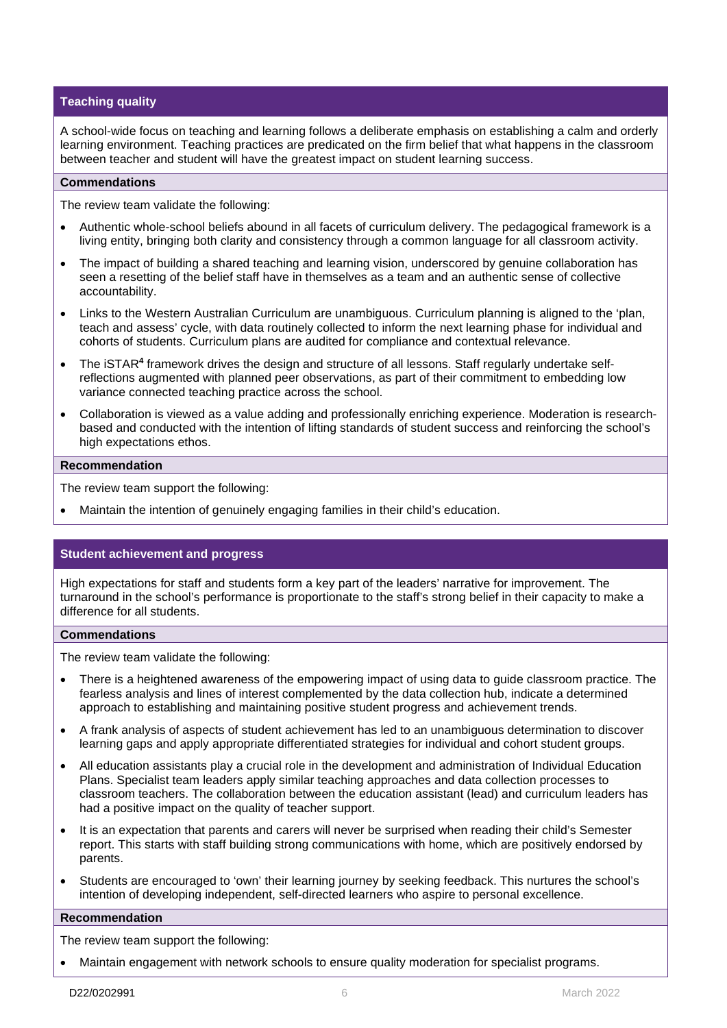## Teaching quality

A school-wide focus on teaching and learning follows a deliberate emphasis on establishing a calm and orderly learning environment. Teaching practices are predicated on the firm belief that what happens in the classroom between teacher and student will have the greatest impact on student learning success.

### Commendations

The review team validate the following:

- Authentic whole-school beliefs abound in all facets of curriculum delivery. The pedagogical framework is a living entity, bringing both clarity and consistency through a common language for all classroom activity.
- The impact of building a shared teaching and learning vision, underscored by genuine collaboration has seen a resetting of the belief staff have in themselves as a team and an authentic sense of collective accountability.
- Links to the Western Australian Curriculum are unambiguous. Curriculum planning is aligned to the 'plan, teach and assess' cycle, with data routinely collected to inform the next learning phase for individual and cohorts of students. Curriculum plans are audited for compliance and contextual relevance.
- The iSTAR[4] framework drives the design and structure of all lessons. Staff regularly undertake self-reflections augmented with planned peer observations, as part of their commitment to embedding low variance connected teaching practice across the school.
- Collaboration is viewed as a value adding and professionally enriching experience. Moderation is research-based and conducted with the intention of lifting standards of student success and reinforcing the school's high expectations ethos.

### Recommendation

The review team support the following:

- Maintain the intention of genuinely engaging families in their child's education.

## Student achievement and progress

High expectations for staff and students form a key part of the leaders' narrative for improvement. The turnaround in the school's performance is proportionate to the staff's strong belief in their capacity to make a difference for all students.

### Commendations

The review team validate the following:

- There is a heightened awareness of the empowering impact of using data to guide classroom practice. The fearless analysis and lines of interest complemented by the data collection hub, indicate a determined approach to establishing and maintaining positive student progress and achievement trends.
- A frank analysis of aspects of student achievement has led to an unambiguous determination to discover learning gaps and apply appropriate differentiated strategies for individual and cohort student groups.
- All education assistants play a crucial role in the development and administration of Individual Education Plans. Specialist team leaders apply similar teaching approaches and data collection processes to classroom teachers. The collaboration between the education assistant (lead) and curriculum leaders has had a positive impact on the quality of teacher support.
- It is an expectation that parents and carers will never be surprised when reading their child's Semester report. This starts with staff building strong communications with home, which are positively endorsed by parents.
- Students are encouraged to 'own' their learning journey by seeking feedback. This nurtures the school's intention of developing independent, self-directed learners who aspire to personal excellence.

### Recommendation

The review team support the following:

- Maintain engagement with network schools to ensure quality moderation for specialist programs.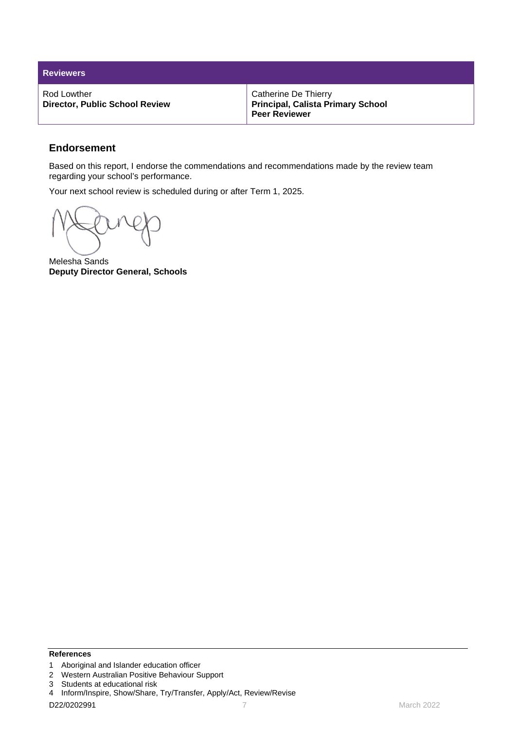| Reviewers | |
|---|---|
| Rod Lowther<br>**Director, Public School Review** | Catherine De Thierry<br>**Principal, Calista Primary School**<br>**Peer Reviewer** |

## Endorsement

Based on this report, I endorse the commendations and recommendations made by the review team regarding your school's performance.

Your next school review is scheduled during or after Term 1, 2025.

Melesha Sands
**Deputy Director General, Schools**

**References**

1 Aboriginal and Islander education officer
2 Western Australian Positive Behaviour Support
3 Students at educational risk
4 Inform/Inspire, Show/Share, Try/Transfer, Apply/Act, Review/Revise

D22/0202991

March 2022